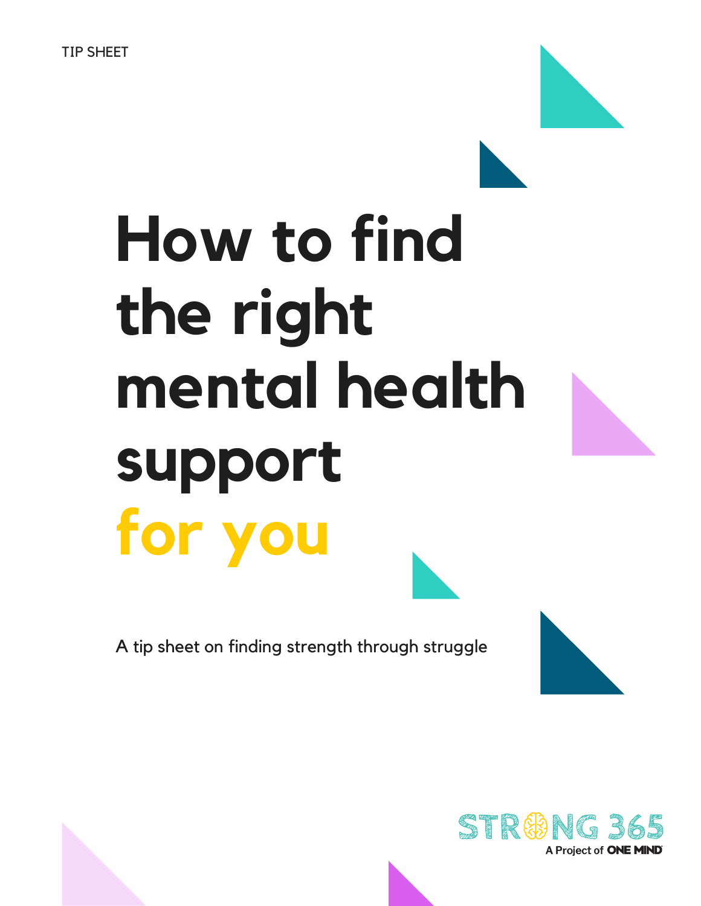TIP SHEET

# How to find the right mental health support for you

A tip sheet on finding strength through struggle

STRONG 365
A Project of ONE MIND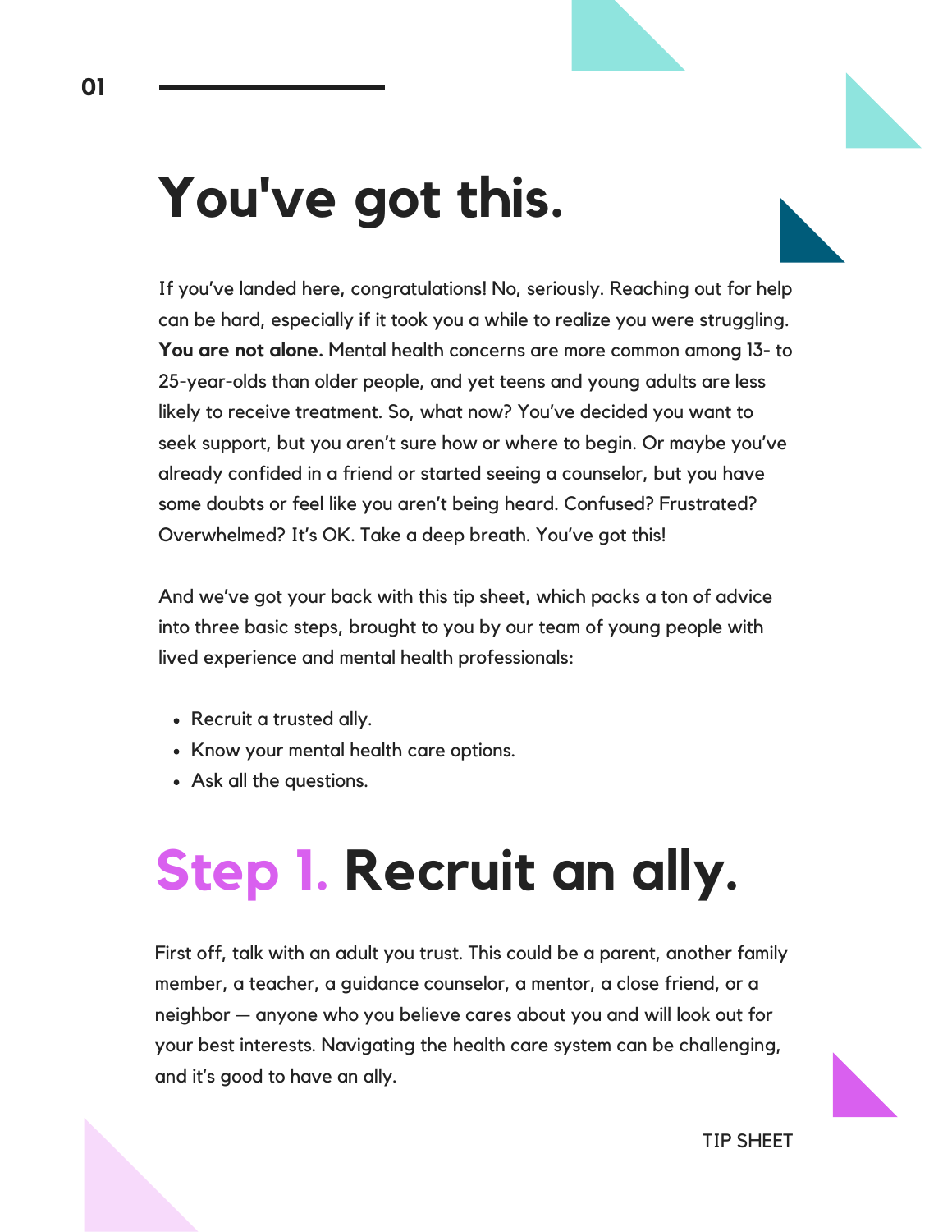# You've got this.

If you've landed here, congratulations! No, seriously. Reaching out for help can be hard, especially if it took you a while to realize you were struggling. **You are not alone.** Mental health concerns are more common among 13- to 25-year-olds than older people, and yet teens and young adults are less likely to receive treatment. So, what now? You've decided you want to seek support, but you aren't sure how or where to begin. Or maybe you've already confided in a friend or started seeing a counselor, but you have some doubts or feel like you aren't being heard. Confused? Frustrated? Overwhelmed? It's OK. Take a deep breath. You've got this!

And we've got your back with this tip sheet, which packs a ton of advice into three basic steps, brought to you by our team of young people with lived experience and mental health professionals:

- Recruit a trusted ally.
- Know your mental health care options.
- Ask all the questions.

# Step 1. Recruit an ally.

First off, talk with an adult you trust. This could be a parent, another family member, a teacher, a guidance counselor, a mentor, a close friend, or a neighbor — anyone who you believe cares about you and will look out for your best interests. Navigating the health care system can be challenging, and it's good to have an ally.

TIP SHEET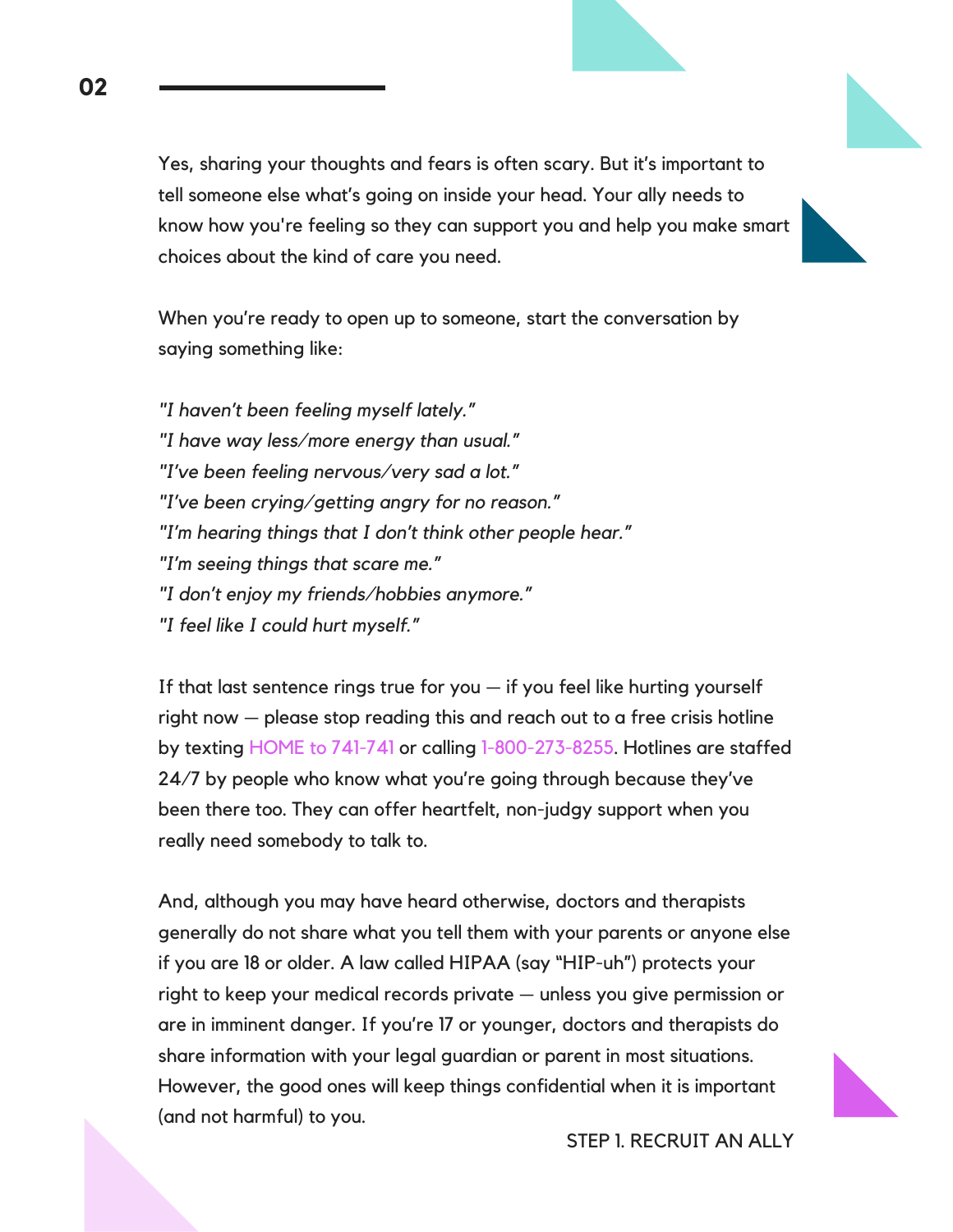Yes, sharing your thoughts and fears is often scary. But it's important to tell someone else what's going on inside your head. Your ally needs to know how you're feeling so they can support you and help you make smart choices about the kind of care you need.

When you're ready to open up to someone, start the conversation by saying something like:

*"I haven't been feeling myself lately."*
*"I have way less/more energy than usual."*
*"I've been feeling nervous/very sad a lot."*
*"I've been crying/getting angry for no reason."*
*"I'm hearing things that I don't think other people hear."*
*"I'm seeing things that scare me."*
*"I don't enjoy my friends/hobbies anymore."*
*"I feel like I could hurt myself."*

If that last sentence rings true for you — if you feel like hurting yourself right now — please stop reading this and reach out to a free crisis hotline by texting HOME to 741-741 or calling 1-800-273-8255. Hotlines are staffed 24/7 by people who know what you're going through because they've been there too. They can offer heartfelt, non-judgy support when you really need somebody to talk to.

And, although you may have heard otherwise, doctors and therapists generally do not share what you tell them with your parents or anyone else if you are 18 or older. A law called HIPAA (say "HIP-uh") protects your right to keep your medical records private — unless you give permission or are in imminent danger. If you're 17 or younger, doctors and therapists do share information with your legal guardian or parent in most situations. However, the good ones will keep things confidential when it is important (and not harmful) to you.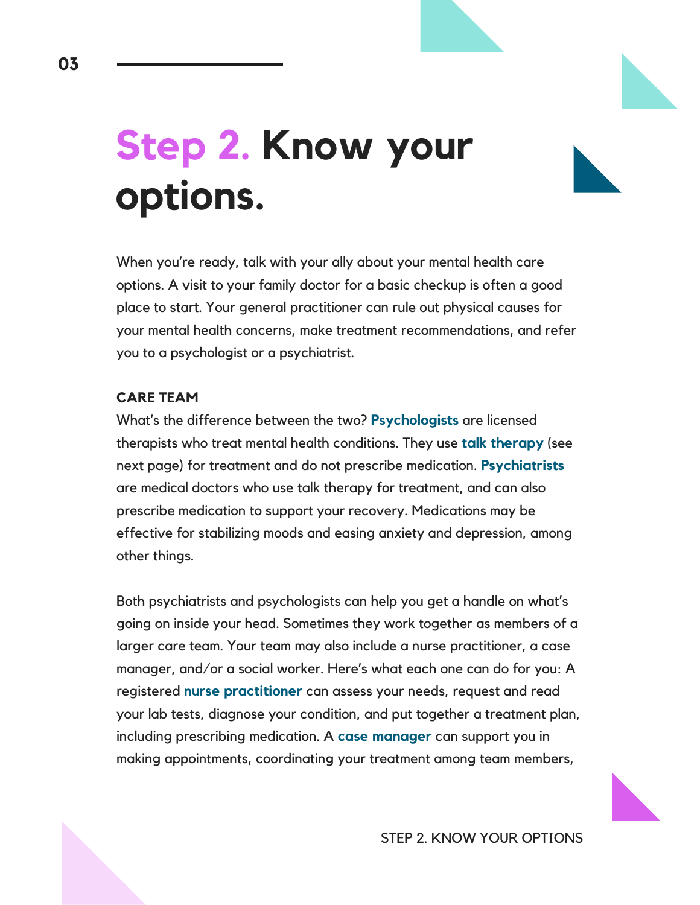# **Step 2. Know your options.**

When you're ready, talk with your ally about your mental health care options. A visit to your family doctor for a basic checkup is often a good place to start. Your general practitioner can rule out physical causes for your mental health concerns, make treatment recommendations, and refer you to a psychologist or a psychiatrist.

**CARE TEAM**

What's the difference between the two? **Psychologists** are licensed therapists who treat mental health conditions. They use **talk therapy** (see next page) for treatment and do not prescribe medication. **Psychiatrists** are medical doctors who use talk therapy for treatment, and can also prescribe medication to support your recovery. Medications may be effective for stabilizing moods and easing anxiety and depression, among other things.

Both psychiatrists and psychologists can help you get a handle on what's going on inside your head. Sometimes they work together as members of a larger care team. Your team may also include a nurse practitioner, a case manager, and/or a social worker. Here's what each one can do for you: A registered **nurse practitioner** can assess your needs, request and read your lab tests, diagnose your condition, and put together a treatment plan, including prescribing medication. A **case manager** can support you in making appointments, coordinating your treatment among team members,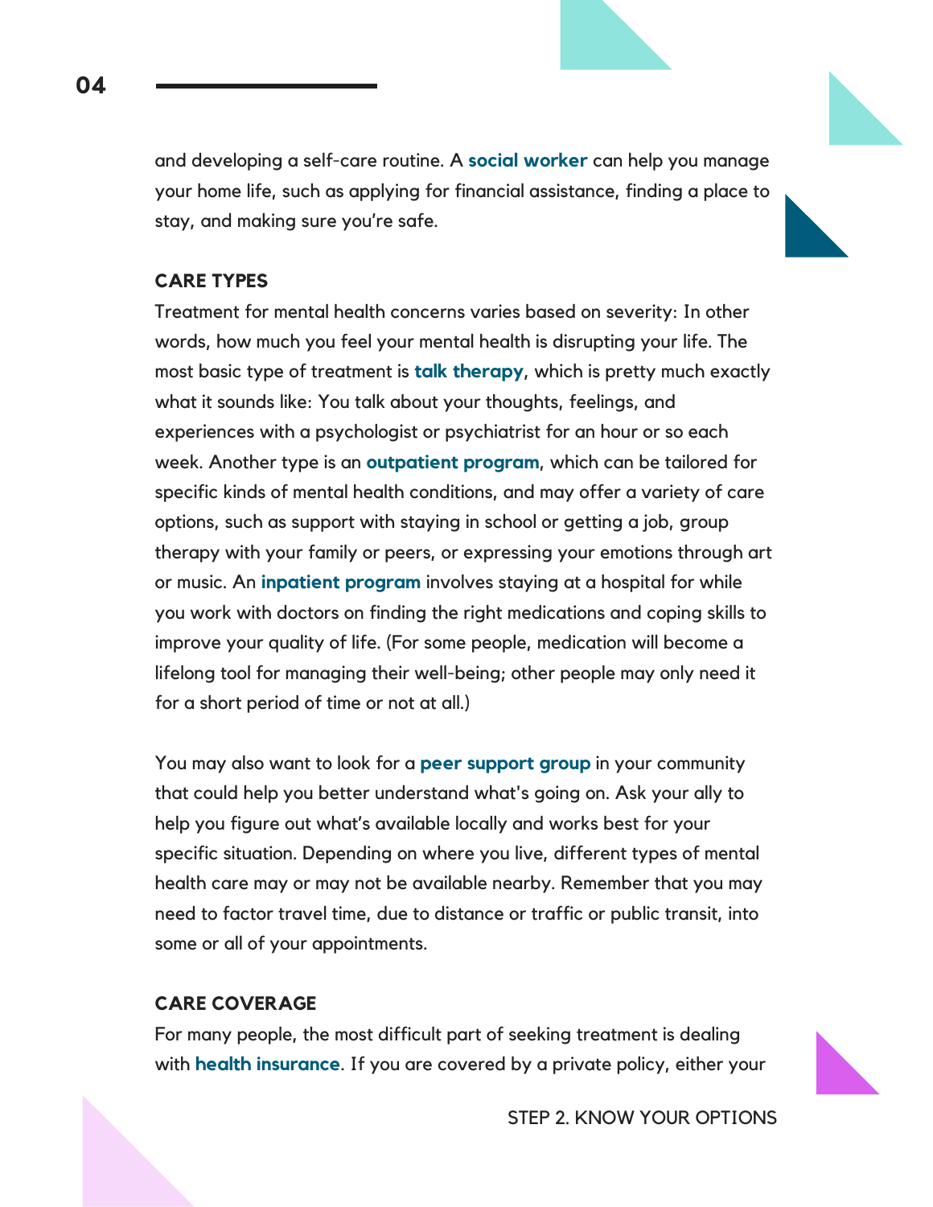and developing a self-care routine. A **social worker** can help you manage your home life, such as applying for financial assistance, finding a place to stay, and making sure you're safe.

### CARE TYPES

Treatment for mental health concerns varies based on severity: In other words, how much you feel your mental health is disrupting your life. The most basic type of treatment is **talk therapy**, which is pretty much exactly what it sounds like: You talk about your thoughts, feelings, and experiences with a psychologist or psychiatrist for an hour or so each week. Another type is an **outpatient program**, which can be tailored for specific kinds of mental health conditions, and may offer a variety of care options, such as support with staying in school or getting a job, group therapy with your family or peers, or expressing your emotions through art or music. An **inpatient program** involves staying at a hospital for while you work with doctors on finding the right medications and coping skills to improve your quality of life. (For some people, medication will become a lifelong tool for managing their well-being; other people may only need it for a short period of time or not at all.)

You may also want to look for a **peer support group** in your community that could help you better understand what's going on. Ask your ally to help you figure out what's available locally and works best for your specific situation. Depending on where you live, different types of mental health care may or may not be available nearby. Remember that you may need to factor travel time, due to distance or traffic or public transit, into some or all of your appointments.

### CARE COVERAGE

For many people, the most difficult part of seeking treatment is dealing with **health insurance**. If you are covered by a private policy, either your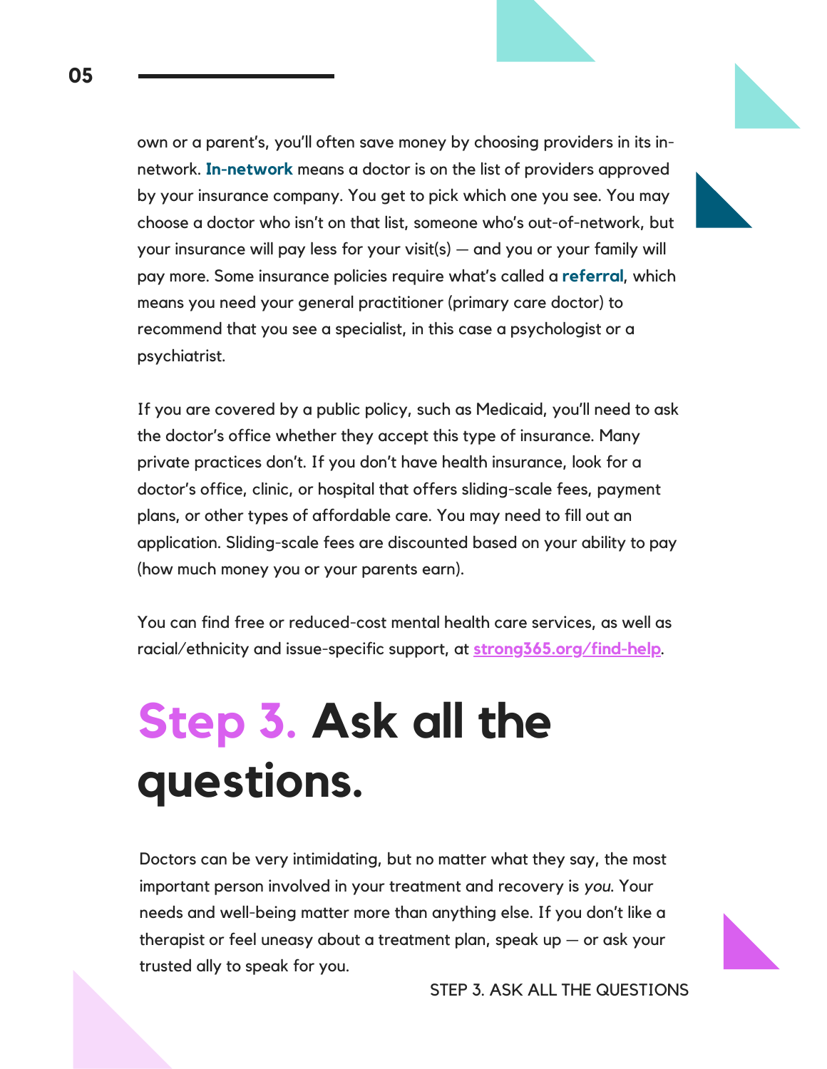own or a parent's, you'll often save money by choosing providers in its in-network. **In-network** means a doctor is on the list of providers approved by your insurance company. You get to pick which one you see. You may choose a doctor who isn't on that list, someone who's out-of-network, but your insurance will pay less for your visit(s) — and you or your family will pay more. Some insurance policies require what's called a **referral**, which means you need your general practitioner (primary care doctor) to recommend that you see a specialist, in this case a psychologist or a psychiatrist.

If you are covered by a public policy, such as Medicaid, you'll need to ask the doctor's office whether they accept this type of insurance. Many private practices don't. If you don't have health insurance, look for a doctor's office, clinic, or hospital that offers sliding-scale fees, payment plans, or other types of affordable care. You may need to fill out an application. Sliding-scale fees are discounted based on your ability to pay (how much money you or your parents earn).

You can find free or reduced-cost mental health care services, as well as racial/ethnicity and issue-specific support, at [strong365.org/find-help](strong365.org/find-help).

# Step 3. Ask all the questions.

Doctors can be very intimidating, but no matter what they say, the most important person involved in your treatment and recovery is *you*. Your needs and well-being matter more than anything else. If you don't like a therapist or feel uneasy about a treatment plan, speak up — or ask your trusted ally to speak for you.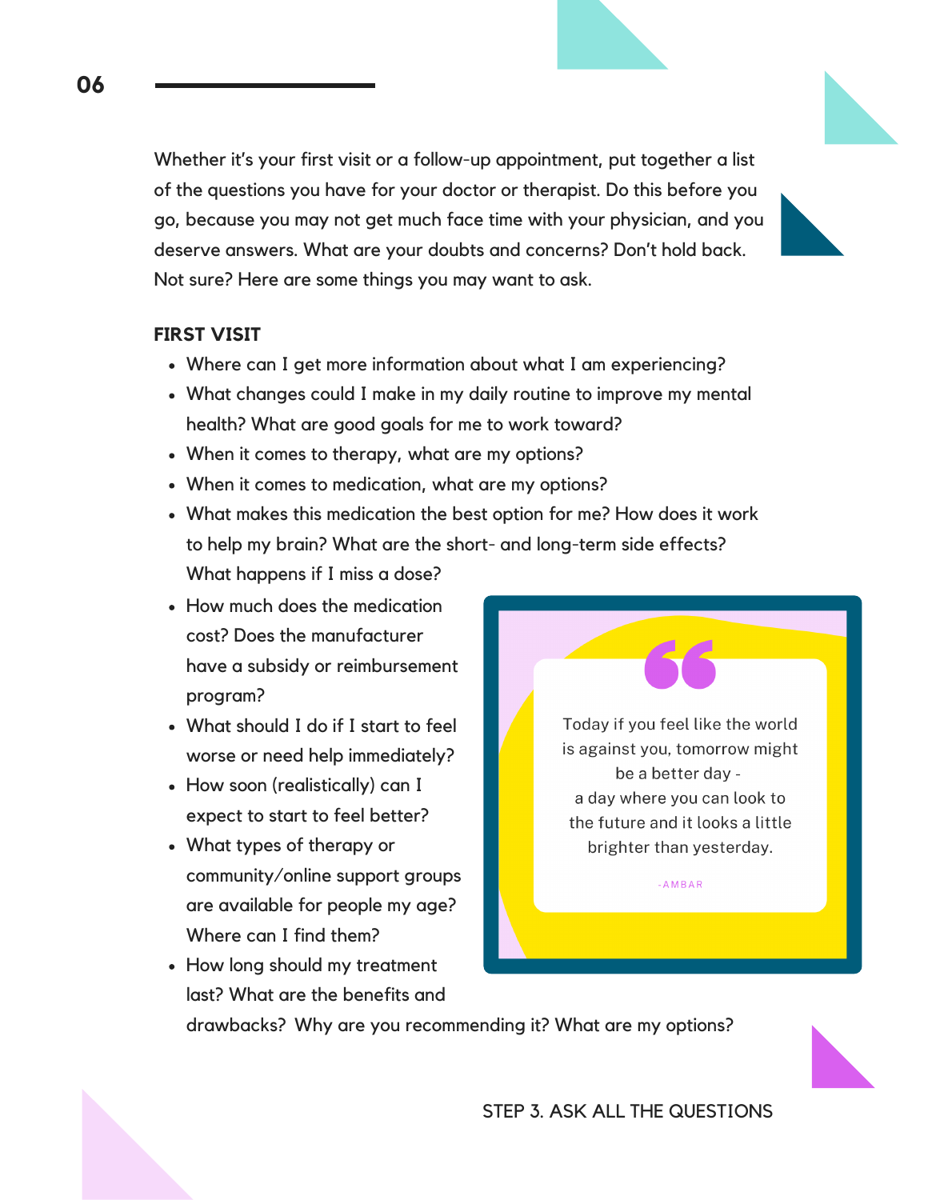Whether it's your first visit or a follow-up appointment, put together a list of the questions you have for your doctor or therapist. Do this before you go, because you may not get much face time with your physician, and you deserve answers. What are your doubts and concerns? Don't hold back. Not sure? Here are some things you may want to ask.

## FIRST VISIT

- Where can I get more information about what I am experiencing?
- What changes could I make in my daily routine to improve my mental health? What are good goals for me to work toward?
- When it comes to therapy, what are my options?
- When it comes to medication, what are my options?
- What makes this medication the best option for me? How does it work to help my brain? What are the short- and long-term side effects? What happens if I miss a dose?
- How much does the medication cost? Does the manufacturer have a subsidy or reimbursement program?
- What should I do if I start to feel worse or need help immediately?
- How soon (realistically) can I expect to start to feel better?
- What types of therapy or community/online support groups are available for people my age? Where can I find them?
- How long should my treatment last? What are the benefits and drawbacks? Why are you recommending it? What are my options?

> Today if you feel like the world is against you, tomorrow might be a better day - a day where you can look to the future and it looks a little brighter than yesterday.
>
> -AMBAR

STEP 3. ASK ALL THE QUESTIONS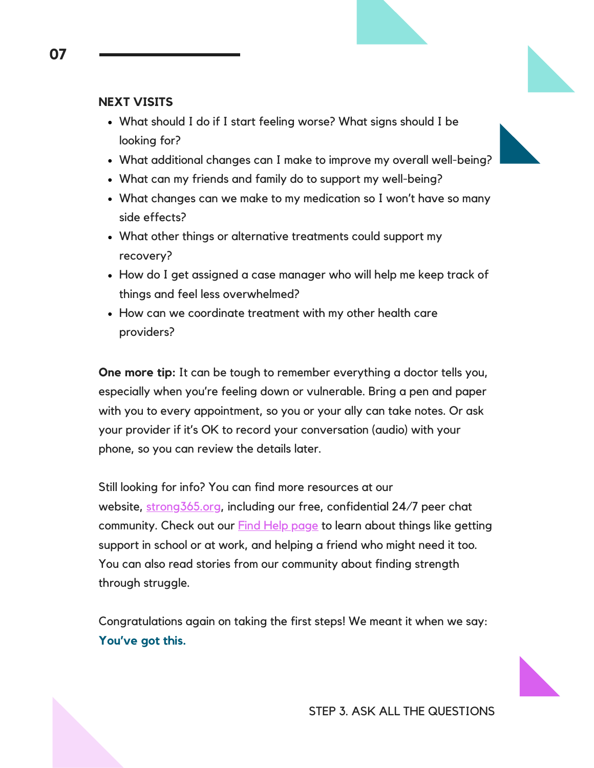## NEXT VISITS

- What should I do if I start feeling worse? What signs should I be looking for?
- What additional changes can I make to improve my overall well-being?
- What can my friends and family do to support my well-being?
- What changes can we make to my medication so I won't have so many side effects?
- What other things or alternative treatments could support my recovery?
- How do I get assigned a case manager who will help me keep track of things and feel less overwhelmed?
- How can we coordinate treatment with my other health care providers?

**One more tip:** It can be tough to remember everything a doctor tells you, especially when you're feeling down or vulnerable. Bring a pen and paper with you to every appointment, so you or your ally can take notes. Or ask your provider if it's OK to record your conversation (audio) with your phone, so you can review the details later.

Still looking for info? You can find more resources at our website, strong365.org, including our free, confidential 24/7 peer chat community. Check out our Find Help page to learn about things like getting support in school or at work, and helping a friend who might need it too. You can also read stories from our community about finding strength through struggle.

Congratulations again on taking the first steps! We meant it when we say: **You've got this.**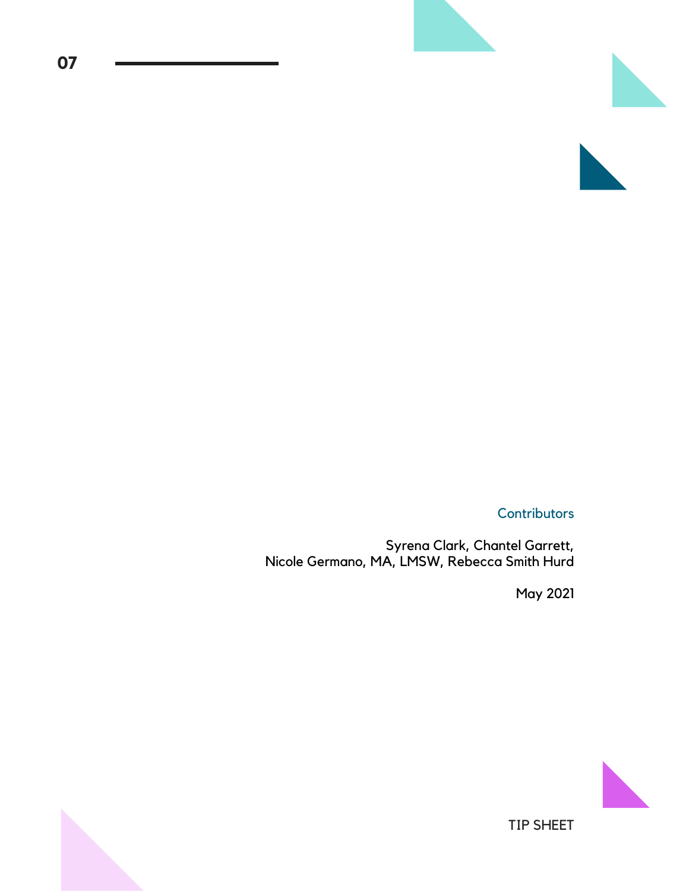Contributors

Syrena Clark, Chantel Garrett,
Nicole Germano, MA, LMSW, Rebecca Smith Hurd

May 2021

TIP SHEET